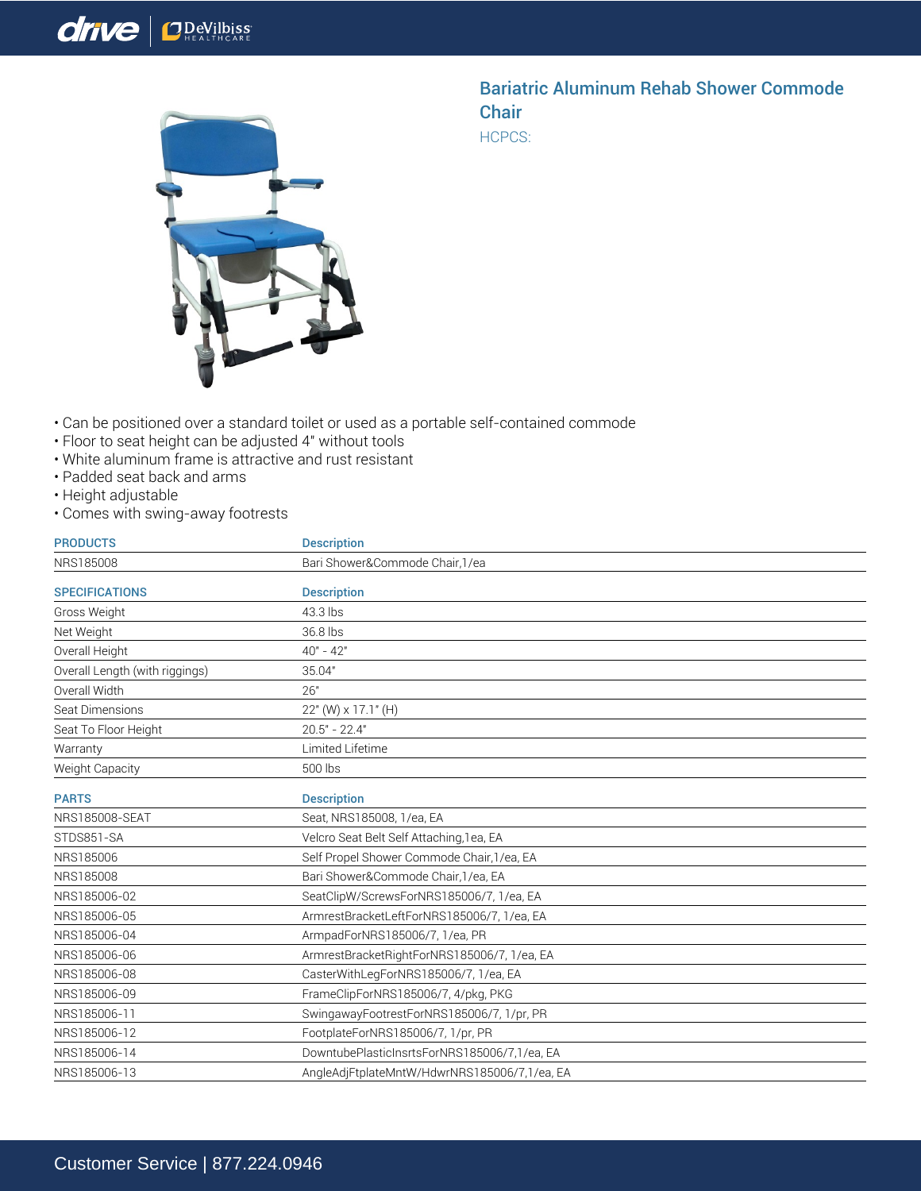# Bariatric Aluminum Rehab Shower Commode Chair

HCPCS:

- Can be positioned over a standard toilet or used as a portable self-contained commode
- Floor to seat height can be adjusted 4" without tools
- White aluminum frame is attractive and rust resistant
- Padded seat back and arms
- Height adjustable
- Comes with swing-away footrests

| PRODUCTS | Description |
|---|---|
| NRS185008 | Bari Shower&Commode Chair,1/ea |

| SPECIFICATIONS | Description |
|---|---|
| Gross Weight | 43.3 lbs |
| Net Weight | 36.8 lbs |
| Overall Height | 40" - 42" |
| Overall Length (with riggings) | 35.04" |
| Overall Width | 26" |
| Seat Dimensions | 22" (W) x 17.1" (H) |
| Seat To Floor Height | 20.5" - 22.4" |
| Warranty | Limited Lifetime |
| Weight Capacity | 500 lbs |

| PARTS | Description |
|---|---|
| NRS185008-SEAT | Seat, NRS185008, 1/ea, EA |
| STDS851-SA | Velcro Seat Belt Self Attaching,1ea, EA |
| NRS185006 | Self Propel Shower Commode Chair,1/ea, EA |
| NRS185008 | Bari Shower&Commode Chair,1/ea, EA |
| NRS185006-02 | SeatClipW/ScrewsForNRS185006/7, 1/ea, EA |
| NRS185006-05 | ArmrestBracketLeftForNRS185006/7, 1/ea, EA |
| NRS185006-04 | ArmpadForNRS185006/7, 1/ea, PR |
| NRS185006-06 | ArmrestBracketRightForNRS185006/7, 1/ea, EA |
| NRS185006-08 | CasterWithLegForNRS185006/7, 1/ea, EA |
| NRS185006-09 | FrameClipForNRS185006/7, 4/pkg, PKG |
| NRS185006-11 | SwingawayFootrestForNRS185006/7, 1/pr, PR |
| NRS185006-12 | FootplateForNRS185006/7, 1/pr, PR |
| NRS185006-14 | DowntubePlasticInsrtsForNRS185006/7,1/ea, EA |
| NRS185006-13 | AngleAdjFtplateMntW/HdwrNRS185006/7,1/ea, EA |

Customer Service | 877.224.0946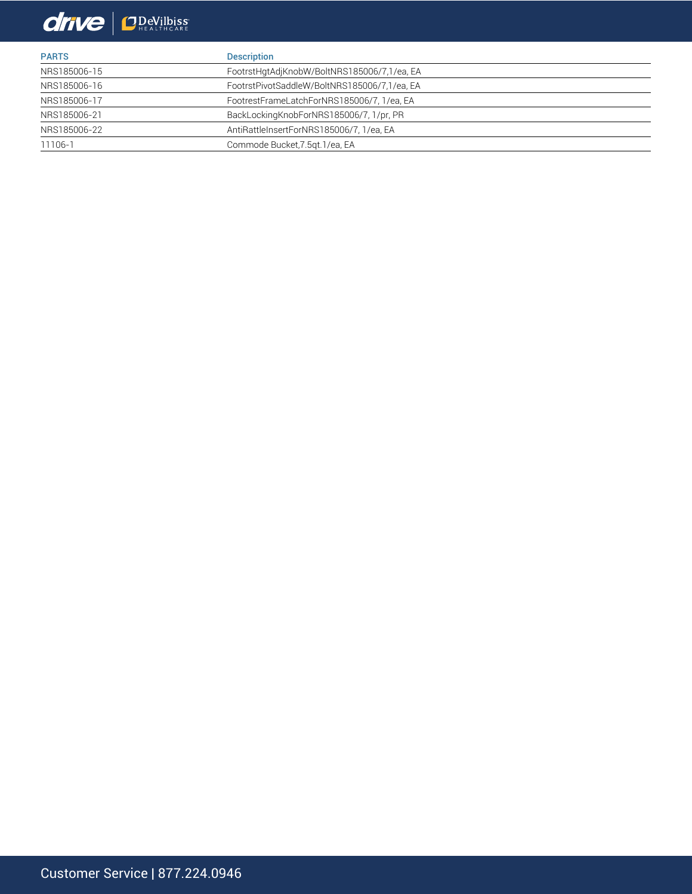| PARTS | Description |
|---|---|
| NRS185006-15 | FootrstHgtAdjKnobW/BoltNRS185006/7,1/ea, EA |
| NRS185006-16 | FootrstPivotSaddleW/BoltNRS185006/7,1/ea, EA |
| NRS185006-17 | FootrestFrameLatchForNRS185006/7, 1/ea, EA |
| NRS185006-21 | BackLockingKnobForNRS185006/7, 1/pr, PR |
| NRS185006-22 | AntiRattleInsertForNRS185006/7, 1/ea, EA |
| 11106-1 | Commode Bucket,7.5qt.1/ea, EA |

Customer Service | 877.224.0946